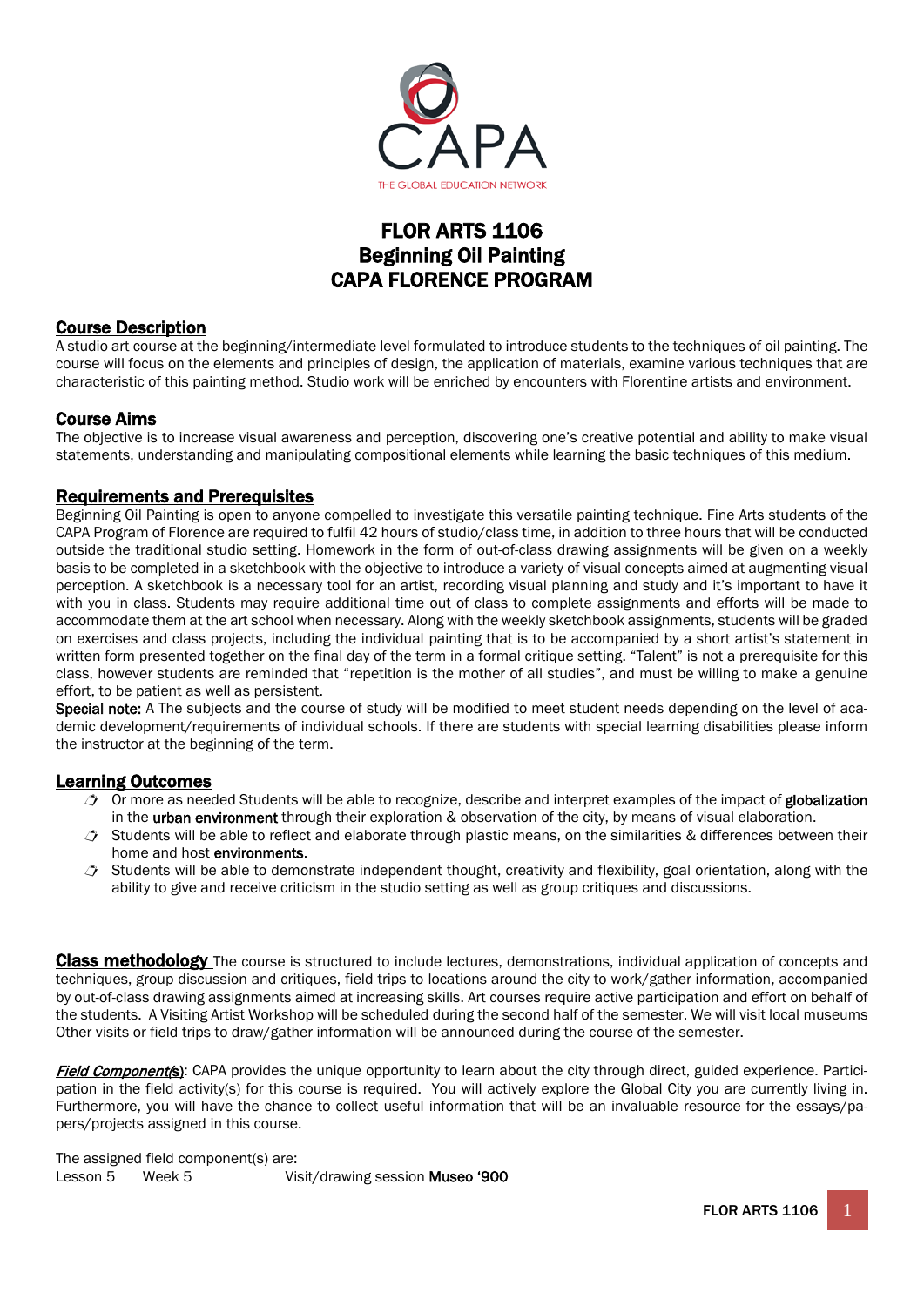# FLOR ARTS 1106
# Beginning Oil Painting
# CAPA FLORENCE PROGRAM

## Course Description

A studio art course at the beginning/intermediate level formulated to introduce students to the techniques of oil painting. The course will focus on the elements and principles of design, the application of materials, examine various techniques that are characteristic of this painting method. Studio work will be enriched by encounters with Florentine artists and environment.

## Course Aims

The objective is to increase visual awareness and perception, discovering one's creative potential and ability to make visual statements, understanding and manipulating compositional elements while learning the basic techniques of this medium.

## Requirements and Prerequisites

Beginning Oil Painting is open to anyone compelled to investigate this versatile painting technique. Fine Arts students of the CAPA Program of Florence are required to fulfil 42 hours of studio/class time, in addition to three hours that will be conducted outside the traditional studio setting. Homework in the form of out-of-class drawing assignments will be given on a weekly basis to be completed in a sketchbook with the objective to introduce a variety of visual concepts aimed at augmenting visual perception. A sketchbook is a necessary tool for an artist, recording visual planning and study and it's important to have it with you in class. Students may require additional time out of class to complete assignments and efforts will be made to accommodate them at the art school when necessary. Along with the weekly sketchbook assignments, students will be graded on exercises and class projects, including the individual painting that is to be accompanied by a short artist's statement in written form presented together on the final day of the term in a formal critique setting. "Talent" is not a prerequisite for this class, however students are reminded that "repetition is the mother of all studies", and must be willing to make a genuine effort, to be patient as well as persistent.

**Special note:** A The subjects and the course of study will be modified to meet student needs depending on the level of academic development/requirements of individual schools. If there are students with special learning disabilities please inform the instructor at the beginning of the term.

## Learning Outcomes

- Or more as needed Students will be able to recognize, describe and interpret examples of the impact of **globalization** in the **urban environment** through their exploration & observation of the city, by means of visual elaboration.
- Students will be able to reflect and elaborate through plastic means, on the similarities & differences between their home and host **environments**.
- Students will be able to demonstrate independent thought, creativity and flexibility, goal orientation, along with the ability to give and receive criticism in the studio setting as well as group critiques and discussions.

**Class methodology** The course is structured to include lectures, demonstrations, individual application of concepts and techniques, group discussion and critiques, field trips to locations around the city to work/gather information, accompanied by out-of-class drawing assignments aimed at increasing skills. Art courses require active participation and effort on behalf of the students. A Visiting Artist Workshop will be scheduled during the second half of the semester. We will visit local museums Other visits or field trips to draw/gather information will be announced during the course of the semester.

***Field Component(s)***: CAPA provides the unique opportunity to learn about the city through direct, guided experience. Participation in the field activity(s) for this course is required. You will actively explore the Global City you are currently living in. Furthermore, you will have the chance to collect useful information that will be an invaluable resource for the essays/papers/projects assigned in this course.

The assigned field component(s) are:

Lesson 5 Week 5 Visit/drawing session **Museo '900**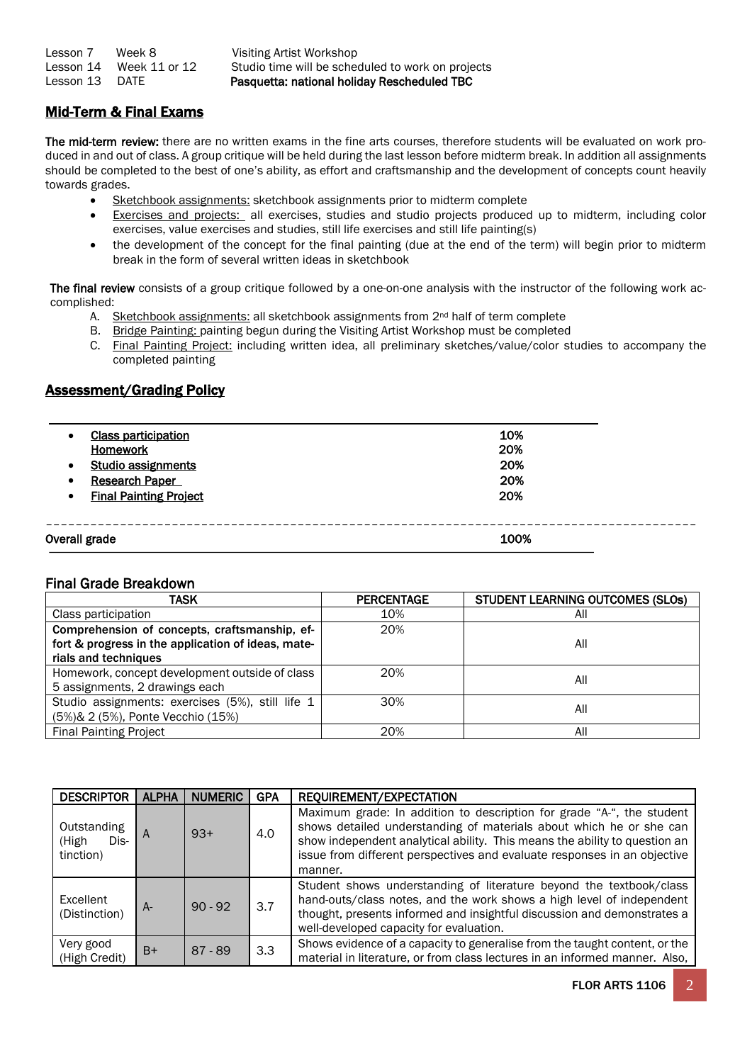| | | |
|---|---|---|
| Lesson 7 | Week 8 | Visiting Artist Workshop |
| Lesson 14 | Week 11 or 12 | Studio time will be scheduled to work on projects |
| Lesson 13 | DATE | **Pasquetta: national holiday Rescheduled TBC** |

## Mid-Term & Final Exams

**The mid-term review:** there are no written exams in the fine arts courses, therefore students will be evaluated on work produced in and out of class. A group critique will be held during the last lesson before midterm break. In addition all assignments should be completed to the best of one's ability, as effort and craftsmanship and the development of concepts count heavily towards grades.

- Sketchbook assignments: sketchbook assignments prior to midterm complete
- Exercises and projects: all exercises, studies and studio projects produced up to midterm, including color exercises, value exercises and studies, still life exercises and still life painting(s)
- the development of the concept for the final painting (due at the end of the term) will begin prior to midterm break in the form of several written ideas in sketchbook

**The final review** consists of a group critique followed by a one-on-one analysis with the instructor of the following work accomplished:

A. Sketchbook assignments: all sketchbook assignments from 2nd half of term complete
B. Bridge Painting: painting begun during the Visiting Artist Workshop must be completed
C. Final Painting Project: including written idea, all preliminary sketches/value/color studies to accompany the completed painting

## Assessment/Grading Policy

| | |
|---|---|
| • **Class participation** | **10%** |
| **Homework** | **20%** |
| • **Studio assignments** | **20%** |
| • **Research Paper** | **20%** |
| • **Final Painting Project** | **20%** |
| **Overall grade** | **100%** |

### Final Grade Breakdown

| TASK | PERCENTAGE | STUDENT LEARNING OUTCOMES (SLOs) |
|---|---|---|
| Class participation | 10% | All |
| **Comprehension of concepts, craftsmanship, effort & progress in the application of ideas, materials and techniques** | 20% | All |
| Homework, concept development outside of class 5 assignments, 2 drawings each | 20% | All |
| Studio assignments: exercises (5%), still life 1 (5%)& 2 (5%), Ponte Vecchio (15%) | 30% | All |
| Final Painting Project | 20% | All |

| DESCRIPTOR | ALPHA | NUMERIC | GPA | REQUIREMENT/EXPECTATION |
|---|---|---|---|---|
| Outstanding (High Distinction) | A | 93+ | 4.0 | Maximum grade: In addition to description for grade "A-", the student shows detailed understanding of materials about which he or she can show independent analytical ability. This means the ability to question an issue from different perspectives and evaluate responses in an objective manner. |
| Excellent (Distinction) | A- | 90 - 92 | 3.7 | Student shows understanding of literature beyond the textbook/class hand-outs/class notes, and the work shows a high level of independent thought, presents informed and insightful discussion and demonstrates a well-developed capacity for evaluation. |
| Very good (High Credit) | B+ | 87 - 89 | 3.3 | Shows evidence of a capacity to generalise from the taught content, or the material in literature, or from class lectures in an informed manner. Also, |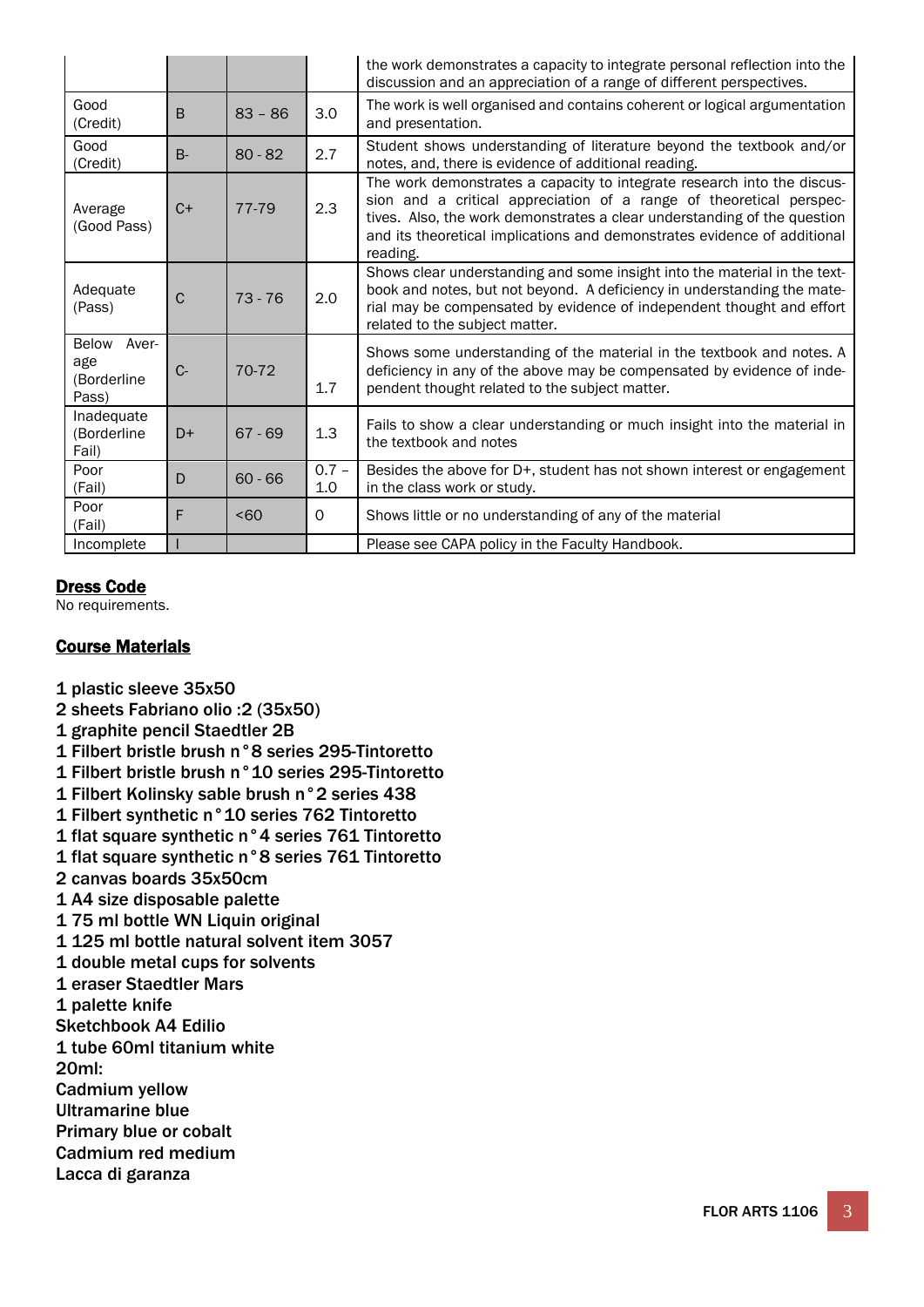| | | | | |
|---|---|---|---|---|
| | | | | the work demonstrates a capacity to integrate personal reflection into the discussion and an appreciation of a range of different perspectives. |
| Good (Credit) | B | 83 – 86 | 3.0 | The work is well organised and contains coherent or logical argumentation and presentation. |
| Good (Credit) | B- | 80 - 82 | 2.7 | Student shows understanding of literature beyond the textbook and/or notes, and, there is evidence of additional reading. |
| Average (Good Pass) | C+ | 77-79 | 2.3 | The work demonstrates a capacity to integrate research into the discussion and a critical appreciation of a range of theoretical perspectives. Also, the work demonstrates a clear understanding of the question and its theoretical implications and demonstrates evidence of additional reading. |
| Adequate (Pass) | C | 73 - 76 | 2.0 | Shows clear understanding and some insight into the material in the textbook and notes, but not beyond. A deficiency in understanding the material may be compensated by evidence of independent thought and effort related to the subject matter. |
| Below Average (Borderline Pass) | C- | 70-72 | 1.7 | Shows some understanding of the material in the textbook and notes. A deficiency in any of the above may be compensated by evidence of independent thought related to the subject matter. |
| Inadequate (Borderline Fail) | D+ | 67 - 69 | 1.3 | Fails to show a clear understanding or much insight into the material in the textbook and notes |
| Poor (Fail) | D | 60 - 66 | 0.7 – 1.0 | Besides the above for D+, student has not shown interest or engagement in the class work or study. |
| Poor (Fail) | F | <60 | 0 | Shows little or no understanding of any of the material |
| Incomplete | I | | | Please see CAPA policy in the Faculty Handbook. |

## Dress Code

No requirements.

## Course Materials

1 plastic sleeve 35x50
2 sheets Fabriano olio :2 (35x50)
1 graphite pencil Staedtler 2B
1 Filbert bristle brush n°8 series 295-Tintoretto
1 Filbert bristle brush n°10 series 295-Tintoretto
1 Filbert Kolinsky sable brush n°2 series 438
1 Filbert synthetic n°10 series 762 Tintoretto
1 flat square synthetic n°4 series 761 Tintoretto
1 flat square synthetic n°8 series 761 Tintoretto
2 canvas boards 35x50cm
1 A4 size disposable palette
1 75 ml bottle WN Liquin original
1 125 ml bottle natural solvent item 3057
1 double metal cups for solvents
1 eraser Staedtler Mars
1 palette knife
Sketchbook A4 Edilio
1 tube 60ml titanium white
20ml:
Cadmium yellow
Ultramarine blue
Primary blue or cobalt
Cadmium red medium
Lacca di garanza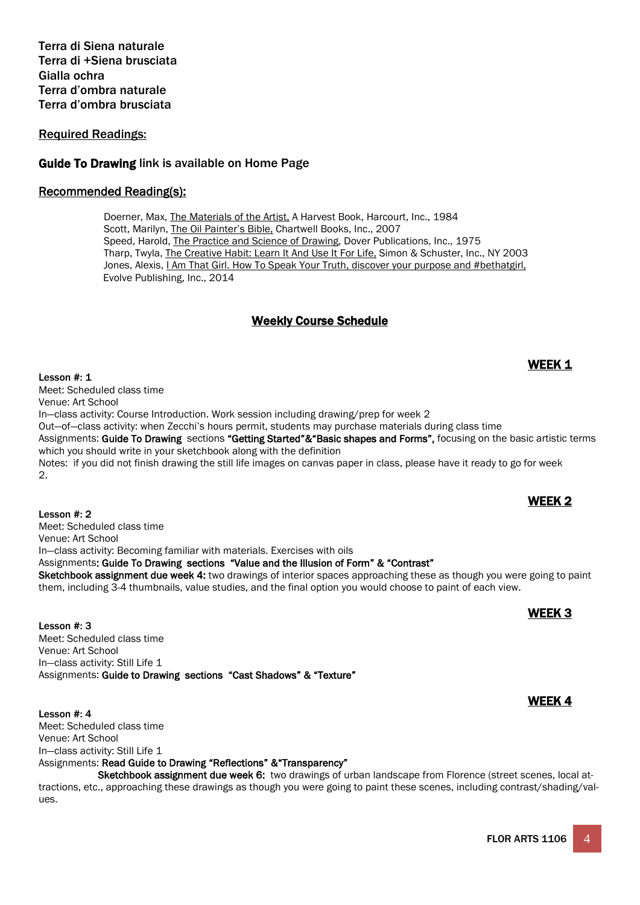**Terra di Siena naturale**
**Terra di +Siena brusciata**
**Gialla ochra**
**Terra d'ombra naturale**
**Terra d'ombra brusciata**

## Required Readings:

**Guide To Drawing** link is available on Home Page

## Recommended Reading(s):

Doerner, Max, The Materials of the Artist, A Harvest Book, Harcourt, Inc., 1984
Scott, Marilyn, The Oil Painter's Bible, Chartwell Books, Inc., 2007
Speed, Harold, The Practice and Science of Drawing, Dover Publications, Inc., 1975
Tharp, Twyla, The Creative Habit: Learn It And Use It For Life, Simon & Schuster, Inc., NY 2003
Jones, Alexis, I Am That Girl. How To Speak Your Truth, discover your purpose and #bethatgirl, Evolve Publishing, Inc., 2014

## Weekly Course Schedule

### WEEK 1

**Lesson #: 1**
Meet: Scheduled class time
Venue: Art School
In—class activity: Course Introduction. Work session including drawing/prep for week 2
Out—of—class activity: when Zecchi's hours permit, students may purchase materials during class time
Assignments: **Guide To Drawing** sections **"Getting Started"&"Basic shapes and Forms",** focusing on the basic artistic terms which you should write in your sketchbook along with the definition
Notes: if you did not finish drawing the still life images on canvas paper in class, please have it ready to go for week 2.

### WEEK 2

**Lesson #: 2**
Meet: Scheduled class time
Venue: Art School
In—class activity: Becoming familiar with materials. Exercises with oils
Assignments: **Guide To Drawing sections "Value and the Illusion of Form" & "Contrast"**
**Sketchbook assignment due week 4:** two drawings of interior spaces approaching these as though you were going to paint them, including 3-4 thumbnails, value studies, and the final option you would choose to paint of each view.

### WEEK 3

**Lesson #: 3**
Meet: Scheduled class time
Venue: Art School
In—class activity: Still Life 1
Assignments: **Guide to Drawing sections "Cast Shadows" & "Texture"**

### WEEK 4

**Lesson #: 4**
Meet: Scheduled class time
Venue: Art School
In—class activity: Still Life 1
Assignments: **Read Guide to Drawing "Reflections" &"Transparency"**
**Sketchbook assignment due week 6:** two drawings of urban landscape from Florence (street scenes, local attractions, etc., approaching these drawings as though you were going to paint these scenes, including contrast/shading/values.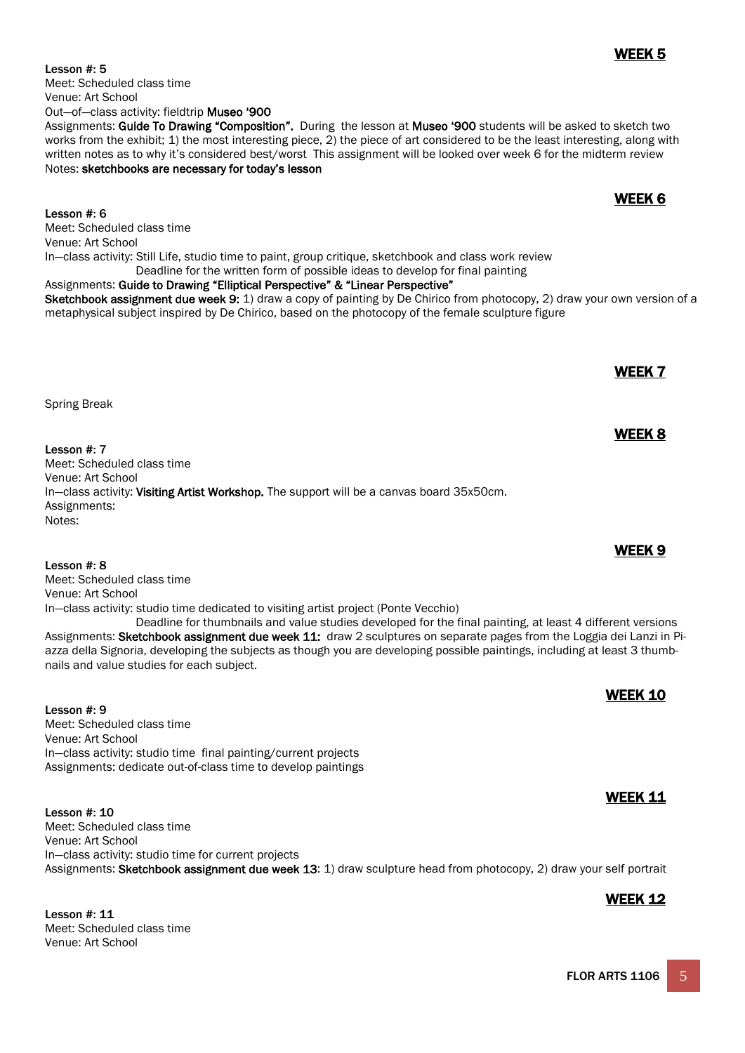## WEEK 5

**Lesson #: 5**
Meet: Scheduled class time
Venue: Art School
Out—of—class activity: fieldtrip **Museo '900**
Assignments: **Guide To Drawing "Composition".** During the lesson at **Museo '900** students will be asked to sketch two works from the exhibit; 1) the most interesting piece, 2) the piece of art considered to be the least interesting, along with written notes as to why it's considered best/worst This assignment will be looked over week 6 for the midterm review
Notes: **sketchbooks are necessary for today's lesson**

## WEEK 6

**Lesson #: 6**
Meet: Scheduled class time
Venue: Art School
In—class activity: Still Life, studio time to paint, group critique, sketchbook and class work review
Deadline for the written form of possible ideas to develop for final painting
Assignments: **Guide to Drawing "Elliptical Perspective" & "Linear Perspective"**
**Sketchbook assignment due week 9:** 1) draw a copy of painting by De Chirico from photocopy, 2) draw your own version of a metaphysical subject inspired by De Chirico, based on the photocopy of the female sculpture figure

## WEEK 7

Spring Break

## WEEK 8

**Lesson #: 7**
Meet: Scheduled class time
Venue: Art School
In—class activity: **Visiting Artist Workshop.** The support will be a canvas board 35x50cm.
Assignments:
Notes:

## WEEK 9

**Lesson #: 8**
Meet: Scheduled class time
Venue: Art School
In—class activity: studio time dedicated to visiting artist project (Ponte Vecchio)
Deadline for thumbnails and value studies developed for the final painting, at least 4 different versions
Assignments: **Sketchbook assignment due week 11:** draw 2 sculptures on separate pages from the Loggia dei Lanzi in Piazza della Signoria, developing the subjects as though you are developing possible paintings, including at least 3 thumbnails and value studies for each subject.

## WEEK 10

**Lesson #: 9**
Meet: Scheduled class time
Venue: Art School
In—class activity: studio time final painting/current projects
Assignments: dedicate out-of-class time to develop paintings

## WEEK 11

**Lesson #: 10**
Meet: Scheduled class time
Venue: Art School
In—class activity: studio time for current projects
Assignments: **Sketchbook assignment due week 13**: 1) draw sculpture head from photocopy, 2) draw your self portrait

## WEEK 12

**Lesson #: 11**
Meet: Scheduled class time
Venue: Art School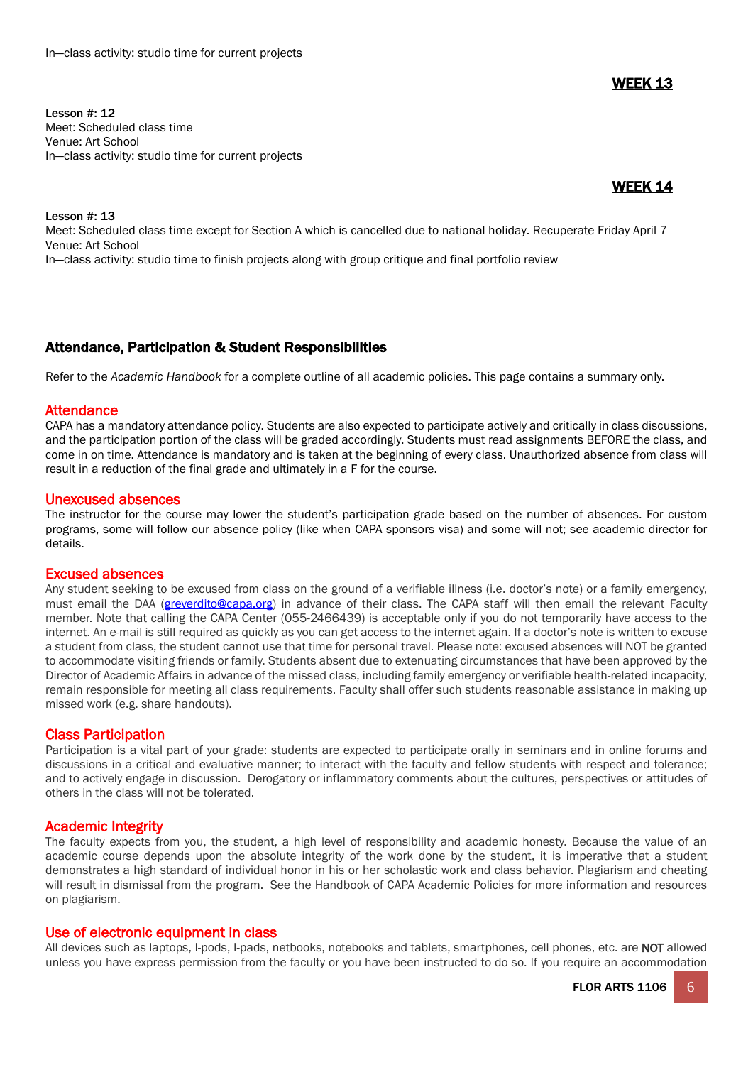In—class activity: studio time for current projects

**WEEK 13**

**Lesson #: 12**
Meet: Scheduled class time
Venue: Art School
In—class activity: studio time for current projects

**WEEK 14**

**Lesson #: 13**
Meet: Scheduled class time except for Section A which is cancelled due to national holiday. Recuperate Friday April 7
Venue: Art School
In—class activity: studio time to finish projects along with group critique and final portfolio review

## Attendance, Participation & Student Responsibilities

Refer to the *Academic Handbook* for a complete outline of all academic policies. This page contains a summary only.

### Attendance

CAPA has a mandatory attendance policy. Students are also expected to participate actively and critically in class discussions, and the participation portion of the class will be graded accordingly. Students must read assignments BEFORE the class, and come in on time. Attendance is mandatory and is taken at the beginning of every class. Unauthorized absence from class will result in a reduction of the final grade and ultimately in a F for the course.

### Unexcused absences

The instructor for the course may lower the student's participation grade based on the number of absences. For custom programs, some will follow our absence policy (like when CAPA sponsors visa) and some will not; see academic director for details.

### Excused absences

Any student seeking to be excused from class on the ground of a verifiable illness (i.e. doctor's note) or a family emergency, must email the DAA (greverdito@capa.org) in advance of their class. The CAPA staff will then email the relevant Faculty member. Note that calling the CAPA Center (055-2466439) is acceptable only if you do not temporarily have access to the internet. An e-mail is still required as quickly as you can get access to the internet again. If a doctor's note is written to excuse a student from class, the student cannot use that time for personal travel. Please note: excused absences will NOT be granted to accommodate visiting friends or family. Students absent due to extenuating circumstances that have been approved by the Director of Academic Affairs in advance of the missed class, including family emergency or verifiable health-related incapacity, remain responsible for meeting all class requirements. Faculty shall offer such students reasonable assistance in making up missed work (e.g. share handouts).

### Class Participation

Participation is a vital part of your grade: students are expected to participate orally in seminars and in online forums and discussions in a critical and evaluative manner; to interact with the faculty and fellow students with respect and tolerance; and to actively engage in discussion. Derogatory or inflammatory comments about the cultures, perspectives or attitudes of others in the class will not be tolerated.

### Academic Integrity

The faculty expects from you, the student, a high level of responsibility and academic honesty. Because the value of an academic course depends upon the absolute integrity of the work done by the student, it is imperative that a student demonstrates a high standard of individual honor in his or her scholastic work and class behavior. Plagiarism and cheating will result in dismissal from the program. See the Handbook of CAPA Academic Policies for more information and resources on plagiarism.

### Use of electronic equipment in class

All devices such as laptops, I-pods, I-pads, netbooks, notebooks and tablets, smartphones, cell phones, etc. are NOT allowed unless you have express permission from the faculty or you have been instructed to do so. If you require an accommodation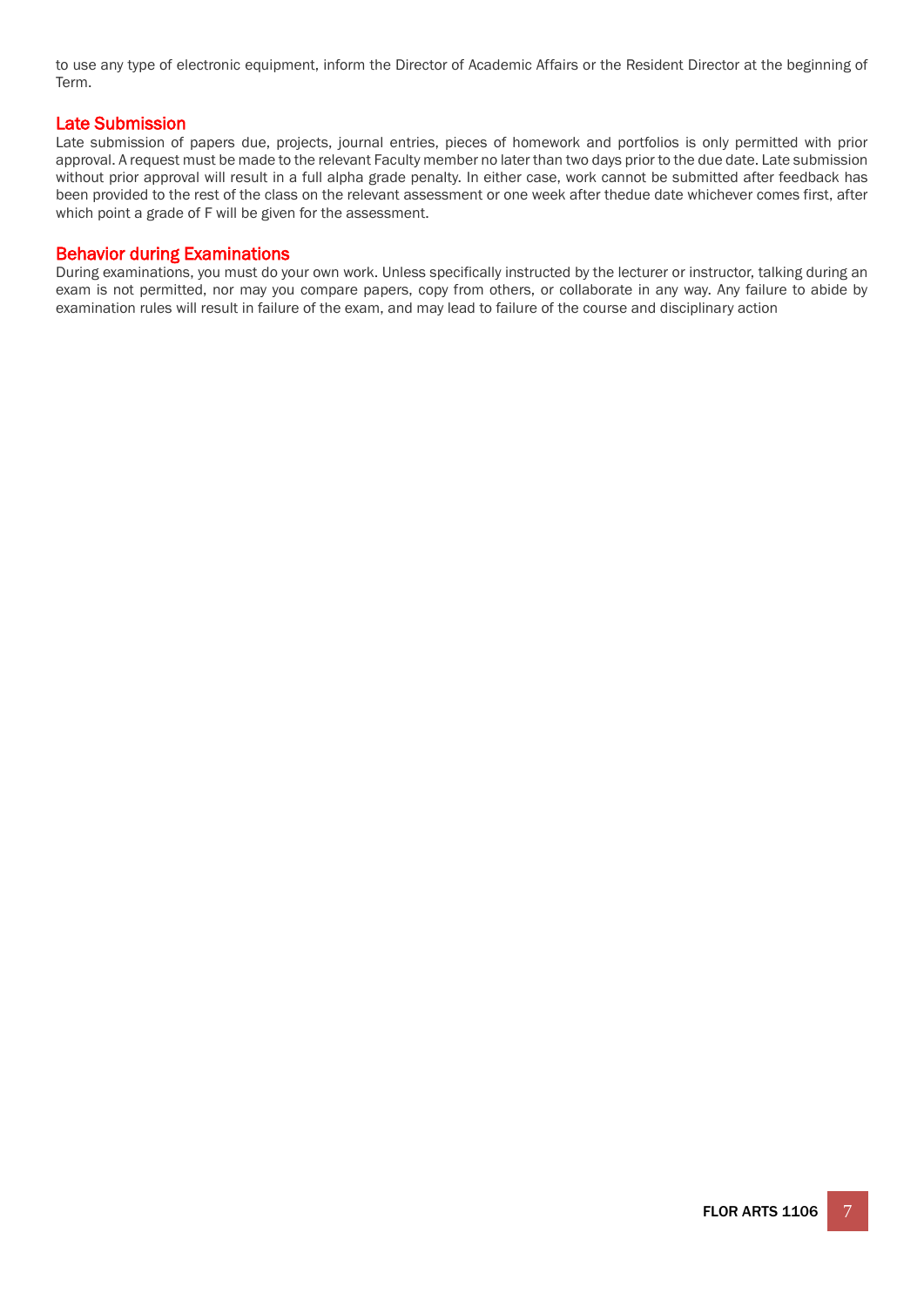to use any type of electronic equipment, inform the Director of Academic Affairs or the Resident Director at the beginning of Term.

## Late Submission

Late submission of papers due, projects, journal entries, pieces of homework and portfolios is only permitted with prior approval. A request must be made to the relevant Faculty member no later than two days prior to the due date. Late submission without prior approval will result in a full alpha grade penalty. In either case, work cannot be submitted after feedback has been provided to the rest of the class on the relevant assessment or one week after thedue date whichever comes first, after which point a grade of F will be given for the assessment.

## Behavior during Examinations

During examinations, you must do your own work. Unless specifically instructed by the lecturer or instructor, talking during an exam is not permitted, nor may you compare papers, copy from others, or collaborate in any way. Any failure to abide by examination rules will result in failure of the exam, and may lead to failure of the course and disciplinary action